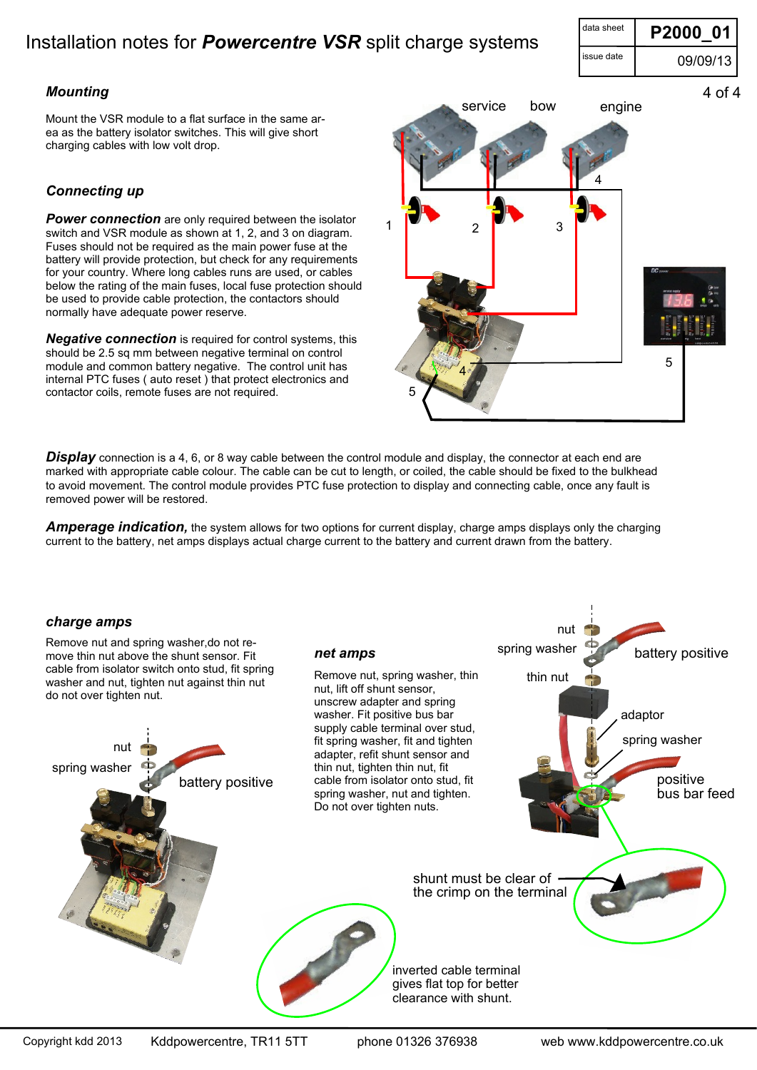# Installation notes for ***Powercentre VSR*** split charge systems

| data sheet | P2000_01 |
|---|---|
| issue date | 09/09/13 |

### *Mounting*

Mount the VSR module to a flat surface in the same area as the battery isolator switches. This will give short charging cables with low volt drop.

### *Connecting up*

***Power connection*** are only required between the isolator switch and VSR module as shown at 1, 2, and 3 on diagram. Fuses should not be required as the main power fuse at the battery will provide protection, but check for any requirements for your country. Where long cables runs are used, or cables below the rating of the main fuses, local fuse protection should be used to provide cable protection, the contactors should normally have adequate power reserve.

***Negative connection*** is required for control systems, this should be 2.5 sq mm between negative terminal on control module and common battery negative. The control unit has internal PTC fuses ( auto reset ) that protect electronics and contactor coils, remote fuses are not required.

***Display*** connection is a 4, 6, or 8 way cable between the control module and display, the connector at each end are marked with appropriate cable colour. The cable can be cut to length, or coiled, the cable should be fixed to the bulkhead to avoid movement. The control module provides PTC fuse protection to display and connecting cable, once any fault is removed power will be restored.

***Amperage indication,*** the system allows for two options for current display, charge amps displays only the charging current to the battery, net amps displays actual charge current to the battery and current drawn from the battery.

### *charge amps*

Remove nut and spring washer,do not remove thin nut above the shunt sensor. Fit cable from isolator switch onto stud, fit spring washer and nut, tighten nut against thin nut do not over tighten nut.

### *net amps*

Remove nut, spring washer, thin nut, lift off shunt sensor, unscrew adapter and spring washer. Fit positive bus bar supply cable terminal over stud, fit spring washer, fit and tighten adapter, refit shunt sensor and thin nut, tighten thin nut, fit cable from isolator onto stud, fit spring washer, nut and tighten. Do not over tighten nuts.

shunt must be clear of the crimp on the terminal

inverted cable terminal gives flat top for better clearance with shunt.

Copyright kdd 2013 Kddpowercentre, TR11 5TT phone 01326 376938 web www.kddpowercentre.co.uk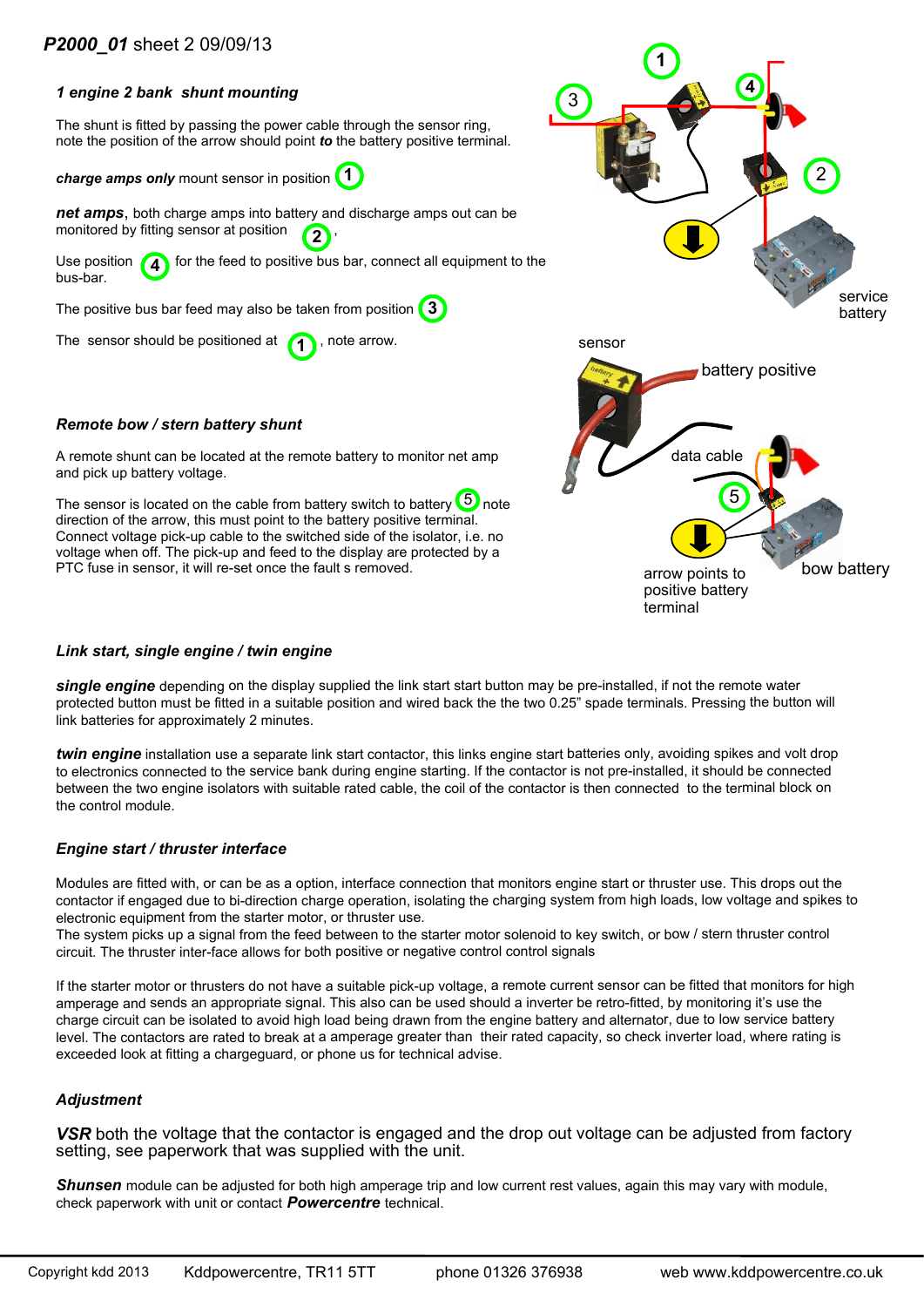***P2000_01*** sheet 2 09/09/13

### *1 engine 2 bank shunt mounting*

The shunt is fitted by passing the power cable through the sensor ring, note the position of the arrow should point ***to*** the battery positive terminal.

***charge amps only*** mount sensor in position **1**

***net amps***, both charge amps into battery and discharge amps out can be monitored by fitting sensor at position **2** ,

Use position **4** for the feed to positive bus bar, connect all equipment to the bus-bar.

The positive bus bar feed may also be taken from position **3**

The sensor should be positioned at **1** , note arrow.

1

3

4

2

service battery

### *Remote bow / stern battery shunt*

A remote shunt can be located at the remote battery to monitor net amp and pick up battery voltage.

The sensor is located on the cable from battery switch to battery 5 note direction of the arrow, this must point to the battery positive terminal. Connect voltage pick-up cable to the switched side of the isolator, i.e. no voltage when off. The pick-up and feed to the display are protected by a PTC fuse in sensor, it will re-set once the fault s removed.

sensor

battery positive

data cable

5

bow battery

arrow points to positive battery terminal

### *Link start, single engine / twin engine*

***single engine*** depending on the display supplied the link start start button may be pre-installed, if not the remote water protected button must be fitted in a suitable position and wired back the the two 0.25" spade terminals. Pressing the button will link batteries for approximately 2 minutes.

***twin engine*** installation use a separate link start contactor, this links engine start batteries only, avoiding spikes and volt drop to electronics connected to the service bank during engine starting. If the contactor is not pre-installed, it should be connected between the two engine isolators with suitable rated cable, the coil of the contactor is then connected to the terminal block on the control module.

### *Engine start / thruster interface*

Modules are fitted with, or can be as a option, interface connection that monitors engine start or thruster use. This drops out the contactor if engaged due to bi-direction charge operation, isolating the charging system from high loads, low voltage and spikes to electronic equipment from the starter motor, or thruster use.
The system picks up a signal from the feed between to the starter motor solenoid to key switch, or bow / stern thruster control circuit. The thruster inter-face allows for both positive or negative control control signals

If the starter motor or thrusters do not have a suitable pick-up voltage, a remote current sensor can be fitted that monitors for high amperage and sends an appropriate signal. This also can be used should a inverter be retro-fitted, by monitoring it's use the charge circuit can be isolated to avoid high load being drawn from the engine battery and alternator, due to low service battery level. The contactors are rated to break at a amperage greater than their rated capacity, so check inverter load, where rating is exceeded look at fitting a chargeguard, or phone us for technical advise.

### *Adjustment*

***VSR*** both the voltage that the contactor is engaged and the drop out voltage can be adjusted from factory setting, see paperwork that was supplied with the unit.

***Shunsen*** module can be adjusted for both high amperage trip and low current rest values, again this may vary with module, check paperwork with unit or contact ***Powercentre*** technical.

Copyright kdd 2013 Kddpowercentre, TR11 5TT phone 01326 376938 web www.kddpowercentre.co.uk